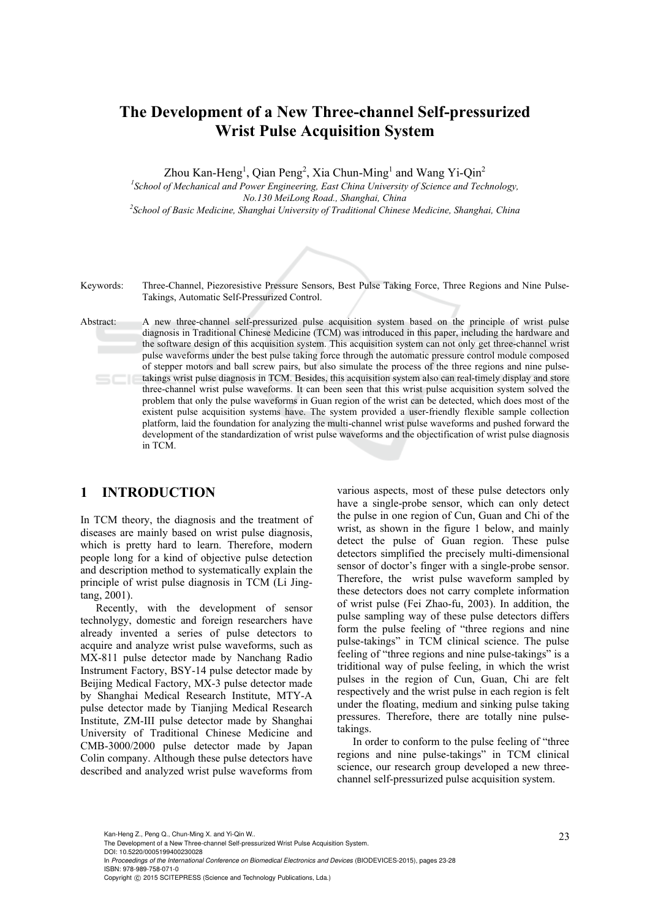# The Development of a New Three-channel Self-pressurized Wrist Pulse Acquisition System

Zhou Kan-Heng[1], Qian Peng[2], Xia Chun-Ming[1] and Wang Yi-Qin[2]

[1]*School of Mechanical and Power Engineering, East China University of Science and Technology, No.130 MeiLong Road., Shanghai, China*

[2]*School of Basic Medicine, Shanghai University of Traditional Chinese Medicine, Shanghai, China*

Keywords: Three-Channel, Piezoresistive Pressure Sensors, Best Pulse Taking Force, Three Regions and Nine Pulse-Takings, Automatic Self-Pressurized Control.

Abstract: A new three-channel self-pressurized pulse acquisition system based on the principle of wrist pulse diagnosis in Traditional Chinese Medicine (TCM) was introduced in this paper, including the hardware and the software design of this acquisition system. This acquisition system can not only get three-channel wrist pulse waveforms under the best pulse taking force through the automatic pressure control module composed of stepper motors and ball screw pairs, but also simulate the process of the three regions and nine pulse-takings wrist pulse diagnosis in TCM. Besides, this acquisition system also can real-timely display and store three-channel wrist pulse waveforms. It can been seen that this wrist pulse acquisition system solved the problem that only the pulse waveforms in Guan region of the wrist can be detected, which does most of the existent pulse acquisition systems have. The system provided a user-friendly flexible sample collection platform, laid the foundation for analyzing the multi-channel wrist pulse waveforms and pushed forward the development of the standardization of wrist pulse waveforms and the objectification of wrist pulse diagnosis in TCM.

## 1 INTRODUCTION

In TCM theory, the diagnosis and the treatment of diseases are mainly based on wrist pulse diagnosis, which is pretty hard to learn. Therefore, modern people long for a kind of objective pulse detection and description method to systematically explain the principle of wrist pulse diagnosis in TCM (Li Jing-tang, 2001).

Recently, with the development of sensor technolygy, domestic and foreign researchers have already invented a series of pulse detectors to acquire and analyze wrist pulse waveforms, such as MX-811 pulse detector made by Nanchang Radio Instrument Factory, BSY-14 pulse detector made by Beijing Medical Factory, MX-3 pulse detector made by Shanghai Medical Research Institute, MTY-A pulse detector made by Tianjing Medical Research Institute, ZM-III pulse detector made by Shanghai University of Traditional Chinese Medicine and CMB-3000/2000 pulse detector made by Japan Colin company. Although these pulse detectors have described and analyzed wrist pulse waveforms from various aspects, most of these pulse detectors only have a single-probe sensor, which can only detect the pulse in one region of Cun, Guan and Chi of the wrist, as shown in the figure 1 below, and mainly detect the pulse of Guan region. These pulse detectors simplified the precisely multi-dimensional sensor of doctor's finger with a single-probe sensor. Therefore, the wrist pulse waveform sampled by these detectors does not carry complete information of wrist pulse (Fei Zhao-fu, 2003). In addition, the pulse sampling way of these pulse detectors differs form the pulse feeling of "three regions and nine pulse-takings" in TCM clinical science. The pulse feeling of "three regions and nine pulse-takings" is a triditional way of pulse feeling, in which the wrist pulses in the region of Cun, Guan, Chi are felt respectively and the wrist pulse in each region is felt under the floating, medium and sinking pulse taking pressures. Therefore, there are totally nine pulse-takings.

In order to conform to the pulse feeling of "three regions and nine pulse-takings" in TCM clinical science, our research group developed a new three-channel self-pressurized pulse acquisition system.

Kan-Heng Z., Peng Q., Chun-Ming X. and Yi-Qin W..
The Development of a New Three-channel Self-pressurized Wrist Pulse Acquisition System.
DOI: 10.5220/0005199400230028
In *Proceedings of the International Conference on Biomedical Electronics and Devices* (BIODEVICES-2015), pages 23-28
ISBN: 978-989-758-071-0
Copyright © 2015 SCITEPRESS (Science and Technology Publications, Lda.)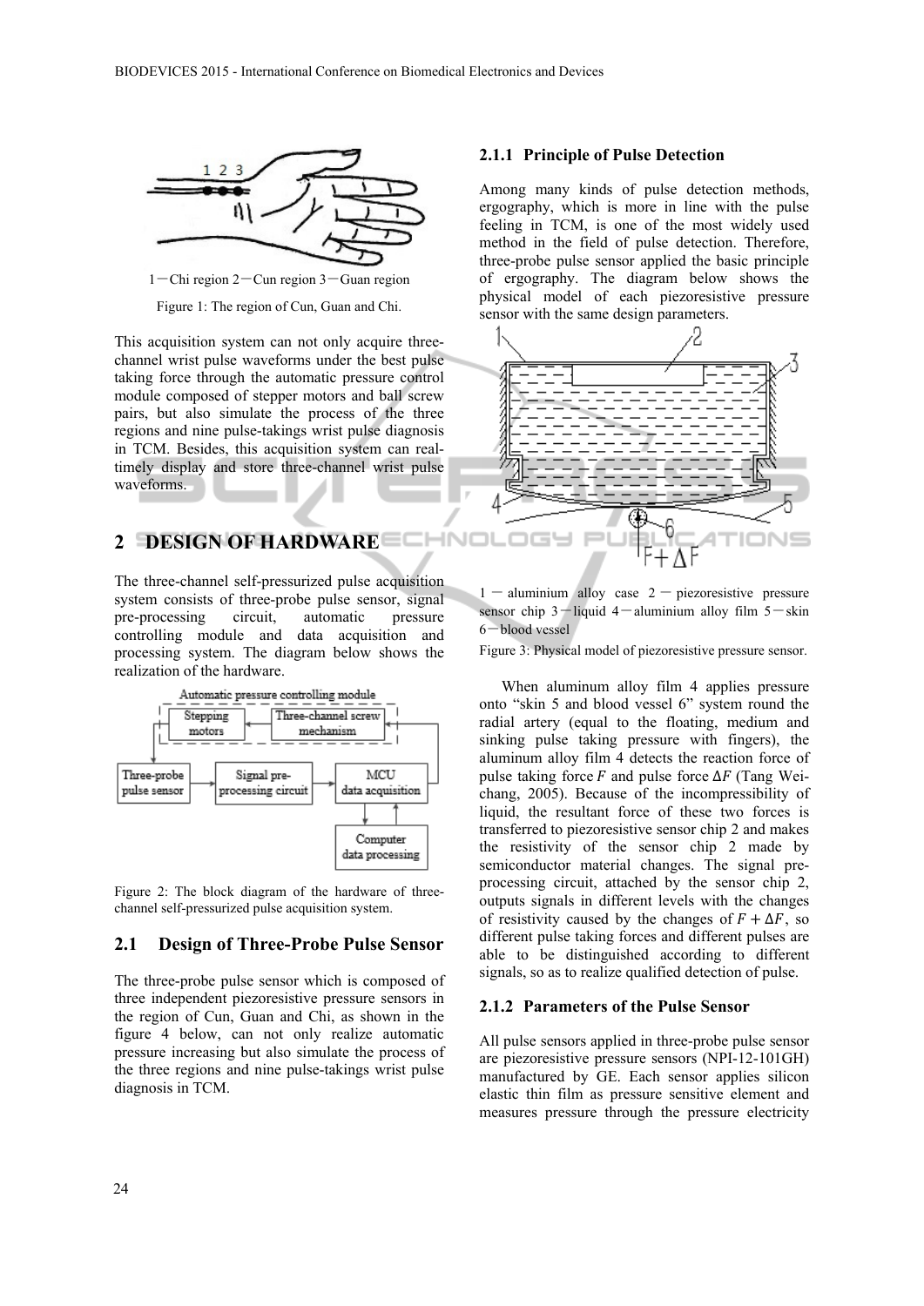1－Chi region 2－Cun region 3－Guan region

Figure 1: The region of Cun, Guan and Chi.

This acquisition system can not only acquire three-channel wrist pulse waveforms under the best pulse taking force through the automatic pressure control module composed of stepper motors and ball screw pairs, but also simulate the process of the three regions and nine pulse-takings wrist pulse diagnosis in TCM. Besides, this acquisition system can real-timely display and store three-channel wrist pulse waveforms.

## 2 DESIGN OF HARDWARE

The three-channel self-pressurized pulse acquisition system consists of three-probe pulse sensor, signal pre-processing circuit, automatic pressure controlling module and data acquisition and processing system. The diagram below shows the realization of the hardware.

Figure 2: The block diagram of the hardware of three-channel self-pressurized pulse acquisition system.

### 2.1 Design of Three-Probe Pulse Sensor

The three-probe pulse sensor which is composed of three independent piezoresistive pressure sensors in the region of Cun, Guan and Chi, as shown in the figure 4 below, can not only realize automatic pressure increasing but also simulate the process of the three regions and nine pulse-takings wrist pulse diagnosis in TCM.

#### 2.1.1 Principle of Pulse Detection

Among many kinds of pulse detection methods, ergography, which is more in line with the pulse feeling in TCM, is one of the most widely used method in the field of pulse detection. Therefore, three-probe pulse sensor applied the basic principle of ergography. The diagram below shows the physical model of each piezoresistive pressure sensor with the same design parameters.

1 － aluminium alloy case 2 － piezoresistive pressure sensor chip 3－liquid 4－aluminium alloy film 5－skin 6－blood vessel

Figure 3: Physical model of piezoresistive pressure sensor.

When aluminum alloy film 4 applies pressure onto "skin 5 and blood vessel 6" system round the radial artery (equal to the floating, medium and sinking pulse taking pressure with fingers), the aluminum alloy film 4 detects the reaction force of pulse taking force $F$ and pulse force $\Delta F$ (Tang Wei-chang, 2005). Because of the incompressibility of liquid, the resultant force of these two forces is transferred to piezoresistive sensor chip 2 and makes the resistivity of the sensor chip 2 made by semiconductor material changes. The signal pre-processing circuit, attached by the sensor chip 2, outputs signals in different levels with the changes of resistivity caused by the changes of $F + \Delta F$, so different pulse taking forces and different pulses are able to be distinguished according to different signals, so as to realize qualified detection of pulse.

#### 2.1.2 Parameters of the Pulse Sensor

All pulse sensors applied in three-probe pulse sensor are piezoresistive pressure sensors (NPI-12-101GH) manufactured by GE. Each sensor applies silicon elastic thin film as pressure sensitive element and measures pressure through the pressure electricity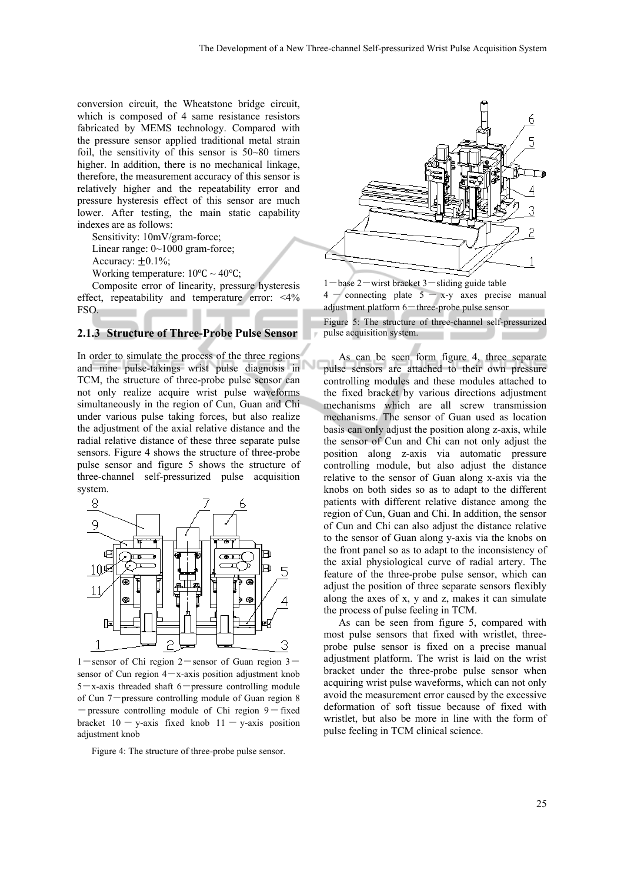conversion circuit, the Wheatstone bridge circuit, which is composed of 4 same resistance resistors fabricated by MEMS technology. Compared with the pressure sensor applied traditional metal strain foil, the sensitivity of this sensor is 50~80 timers higher. In addition, there is no mechanical linkage, therefore, the measurement accuracy of this sensor is relatively higher and the repeatability error and pressure hysteresis effect of this sensor are much lower. After testing, the main static capability indexes are as follows:

Sensitivity: 10mV/gram-force;

Linear range: 0~1000 gram-force;

Accuracy: ±0.1%;

Working temperature: 10℃ ~ 40℃;

Composite error of linearity, pressure hysteresis effect, repeatability and temperature error: <4% FSO.

### 2.1.3 Structure of Three-Probe Pulse Sensor

In order to simulate the process of the three regions and nine pulse-takings wrist pulse diagnosis in TCM, the structure of three-probe pulse sensor can not only realize acquire wrist pulse waveforms simultaneously in the region of Cun, Guan and Chi under various pulse taking forces, but also realize the adjustment of the axial relative distance and the radial relative distance of these three separate pulse sensors. Figure 4 shows the structure of three-probe pulse sensor and figure 5 shows the structure of three-channel self-pressurized pulse acquisition system.

1—sensor of Chi region 2—sensor of Guan region 3—sensor of Cun region 4—x-axis position adjustment knob 5—x-axis threaded shaft 6—pressure controlling module of Cun 7—pressure controlling module of Guan region 8—pressure controlling module of Chi region 9—fixed bracket 10 — y-axis fixed knob 11 — y-axis position adjustment knob

Figure 4: The structure of three-probe pulse sensor.

1—base 2—wirst bracket 3—sliding guide table 4 — connecting plate 5 — x-y axes precise manual adjustment platform 6—three-probe pulse sensor

Figure 5: The structure of three-channel self-pressurized pulse acquisition system.

As can be seen form figure 4, three separate pulse sensors are attached to their own pressure controlling modules and these modules attached to the fixed bracket by various directions adjustment mechanisms which are all screw transmission mechanisms. The sensor of Guan used as location basis can only adjust the position along z-axis, while the sensor of Cun and Chi can not only adjust the position along z-axis via automatic pressure controlling module, but also adjust the distance relative to the sensor of Guan along x-axis via the knobs on both sides so as to adapt to the different patients with different relative distance among the region of Cun, Guan and Chi. In addition, the sensor of Cun and Chi can also adjust the distance relative to the sensor of Guan along y-axis via the knobs on the front panel so as to adapt to the inconsistency of the axial physiological curve of radial artery. The feature of the three-probe pulse sensor, which can adjust the position of three separate sensors flexibly along the axes of x, y and z, makes it can simulate the process of pulse feeling in TCM.

As can be seen from figure 5, compared with most pulse sensors that fixed with wristlet, three-probe pulse sensor is fixed on a precise manual adjustment platform. The wrist is laid on the wrist bracket under the three-probe pulse sensor when acquiring wrist pulse waveforms, which can not only avoid the measurement error caused by the excessive deformation of soft tissue because of fixed with wristlet, but also be more in line with the form of pulse feeling in TCM clinical science.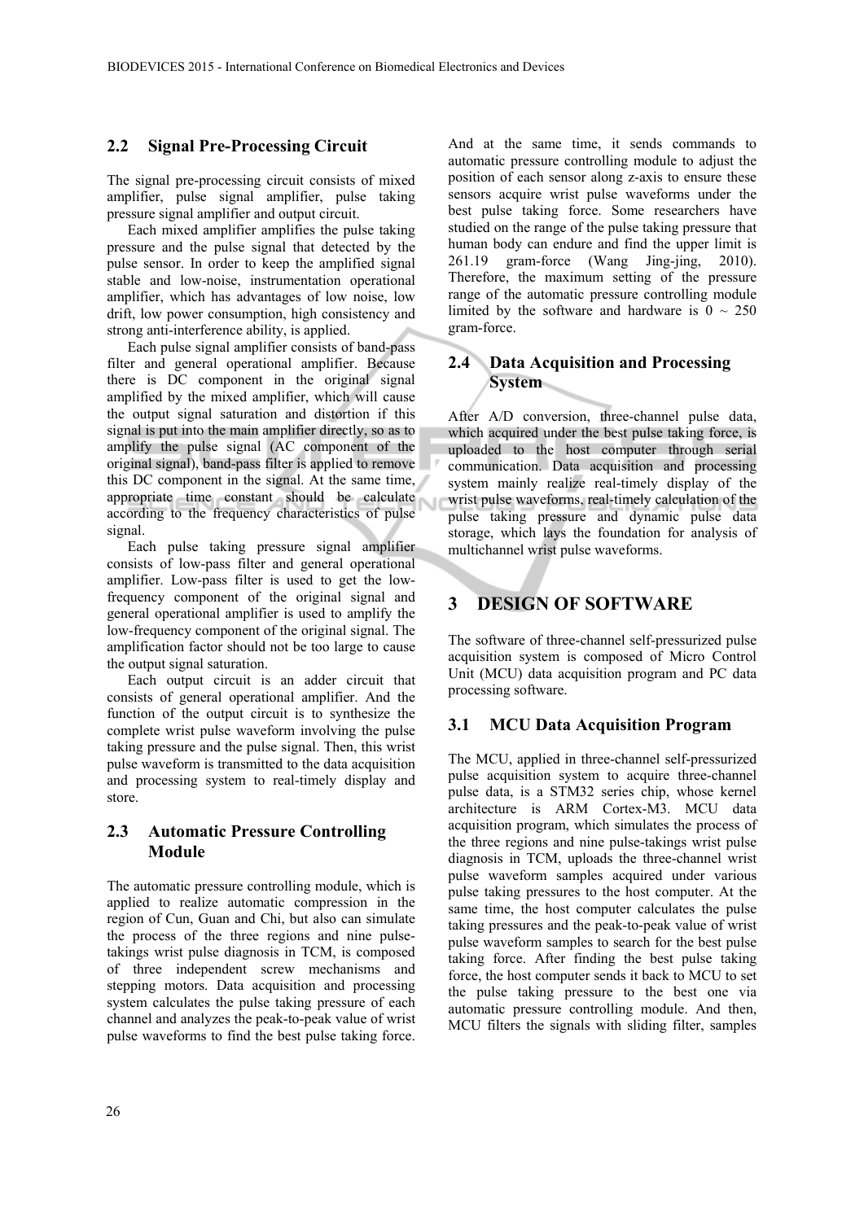### 2.2 Signal Pre-Processing Circuit

The signal pre-processing circuit consists of mixed amplifier, pulse signal amplifier, pulse taking pressure signal amplifier and output circuit.

Each mixed amplifier amplifies the pulse taking pressure and the pulse signal that detected by the pulse sensor. In order to keep the amplified signal stable and low-noise, instrumentation operational amplifier, which has advantages of low noise, low drift, low power consumption, high consistency and strong anti-interference ability, is applied.

Each pulse signal amplifier consists of band-pass filter and general operational amplifier. Because there is DC component in the original signal amplified by the mixed amplifier, which will cause the output signal saturation and distortion if this signal is put into the main amplifier directly, so as to amplify the pulse signal (AC component of the original signal), band-pass filter is applied to remove this DC component in the signal. At the same time, appropriate time constant should be calculate according to the frequency characteristics of pulse signal.

Each pulse taking pressure signal amplifier consists of low-pass filter and general operational amplifier. Low-pass filter is used to get the low-frequency component of the original signal and general operational amplifier is used to amplify the low-frequency component of the original signal. The amplification factor should not be too large to cause the output signal saturation.

Each output circuit is an adder circuit that consists of general operational amplifier. And the function of the output circuit is to synthesize the complete wrist pulse waveform involving the pulse taking pressure and the pulse signal. Then, this wrist pulse waveform is transmitted to the data acquisition and processing system to real-timely display and store.

### 2.3 Automatic Pressure Controlling Module

The automatic pressure controlling module, which is applied to realize automatic compression in the region of Cun, Guan and Chi, but also can simulate the process of the three regions and nine pulse-takings wrist pulse diagnosis in TCM, is composed of three independent screw mechanisms and stepping motors. Data acquisition and processing system calculates the pulse taking pressure of each channel and analyzes the peak-to-peak value of wrist pulse waveforms to find the best pulse taking force. And at the same time, it sends commands to automatic pressure controlling module to adjust the position of each sensor along z-axis to ensure these sensors acquire wrist pulse waveforms under the best pulse taking force. Some researchers have studied on the range of the pulse taking pressure that human body can endure and find the upper limit is 261.19 gram-force (Wang Jing-jing, 2010). Therefore, the maximum setting of the pressure range of the automatic pressure controlling module limited by the software and hardware is 0 ~ 250 gram-force.

### 2.4 Data Acquisition and Processing System

After A/D conversion, three-channel pulse data, which acquired under the best pulse taking force, is uploaded to the host computer through serial communication. Data acquisition and processing system mainly realize real-timely display of the wrist pulse waveforms, real-timely calculation of the pulse taking pressure and dynamic pulse data storage, which lays the foundation for analysis of multichannel wrist pulse waveforms.

## 3 DESIGN OF SOFTWARE

The software of three-channel self-pressurized pulse acquisition system is composed of Micro Control Unit (MCU) data acquisition program and PC data processing software.

### 3.1 MCU Data Acquisition Program

The MCU, applied in three-channel self-pressurized pulse acquisition system to acquire three-channel pulse data, is a STM32 series chip, whose kernel architecture is ARM Cortex-M3. MCU data acquisition program, which simulates the process of the three regions and nine pulse-takings wrist pulse diagnosis in TCM, uploads the three-channel wrist pulse waveform samples acquired under various pulse taking pressures to the host computer. At the same time, the host computer calculates the pulse taking pressures and the peak-to-peak value of wrist pulse waveform samples to search for the best pulse taking force. After finding the best pulse taking force, the host computer sends it back to MCU to set the pulse taking pressure to the best one via automatic pressure controlling module. And then, MCU filters the signals with sliding filter, samples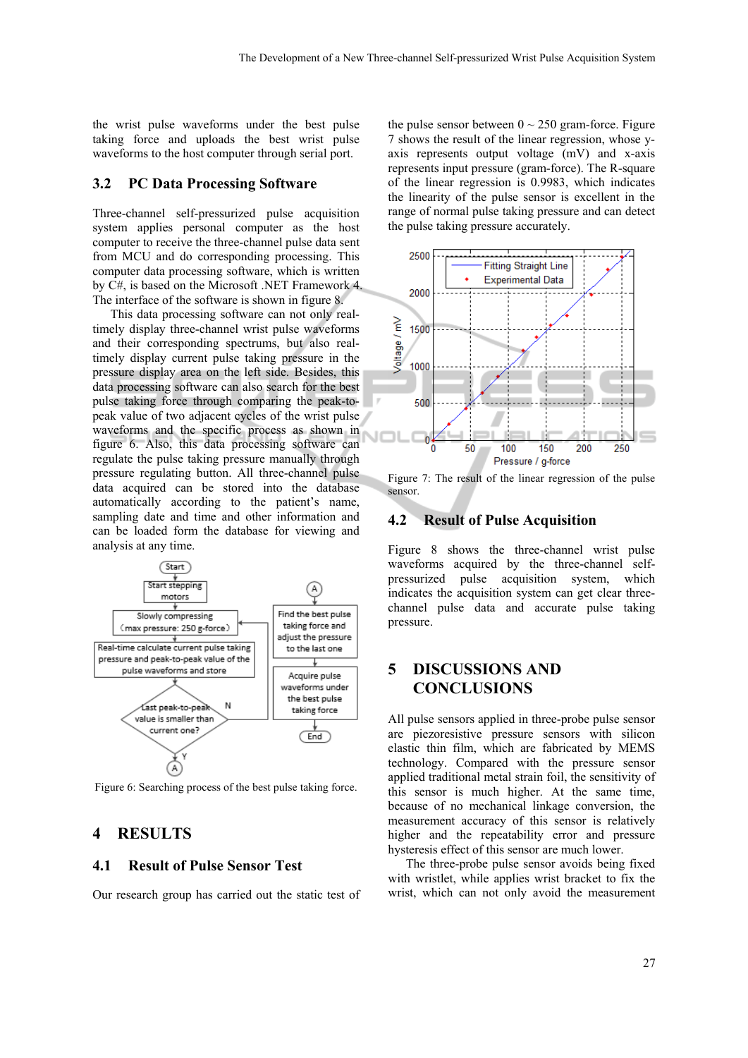the wrist pulse waveforms under the best pulse taking force and uploads the best wrist pulse waveforms to the host computer through serial port.

## 3.2 PC Data Processing Software

Three-channel self-pressurized pulse acquisition system applies personal computer as the host computer to receive the three-channel pulse data sent from MCU and do corresponding processing. This computer data processing software, which is written by C#, is based on the Microsoft .NET Framework 4. The interface of the software is shown in figure 8.

This data processing software can not only real-timely display three-channel wrist pulse waveforms and their corresponding spectrums, but also real-timely display current pulse taking pressure in the pressure display area on the left side. Besides, this data processing software can also search for the best pulse taking force through comparing the peak-to-peak value of two adjacent cycles of the wrist pulse waveforms and the specific process as shown in figure 6. Also, this data processing software can regulate the pulse taking pressure manually through pressure regulating button. All three-channel pulse data acquired can be stored into the database automatically according to the patient's name, sampling date and time and other information and can be loaded form the database for viewing and analysis at any time.

Figure 6: Searching process of the best pulse taking force.

# 4 RESULTS

## 4.1 Result of Pulse Sensor Test

Our research group has carried out the static test of the pulse sensor between 0 ~ 250 gram-force. Figure 7 shows the result of the linear regression, whose y-axis represents output voltage (mV) and x-axis represents input pressure (gram-force). The R-square of the linear regression is 0.9983, which indicates the linearity of the pulse sensor is excellent in the range of normal pulse taking pressure and can detect the pulse taking pressure accurately.

Figure 7: The result of the linear regression of the pulse sensor.

## 4.2 Result of Pulse Acquisition

Figure 8 shows the three-channel wrist pulse waveforms acquired by the three-channel self-pressurized pulse acquisition system, which indicates the acquisition system can get clear three-channel pulse data and accurate pulse taking pressure.

# 5 DISCUSSIONS AND CONCLUSIONS

All pulse sensors applied in three-probe pulse sensor are piezoresistive pressure sensors with silicon elastic thin film, which are fabricated by MEMS technology. Compared with the pressure sensor applied traditional metal strain foil, the sensitivity of this sensor is much higher. At the same time, because of no mechanical linkage conversion, the measurement accuracy of this sensor is relatively higher and the repeatability error and pressure hysteresis effect of this sensor are much lower.

The three-probe pulse sensor avoids being fixed with wristlet, while applies wrist bracket to fix the wrist, which can not only avoid the measurement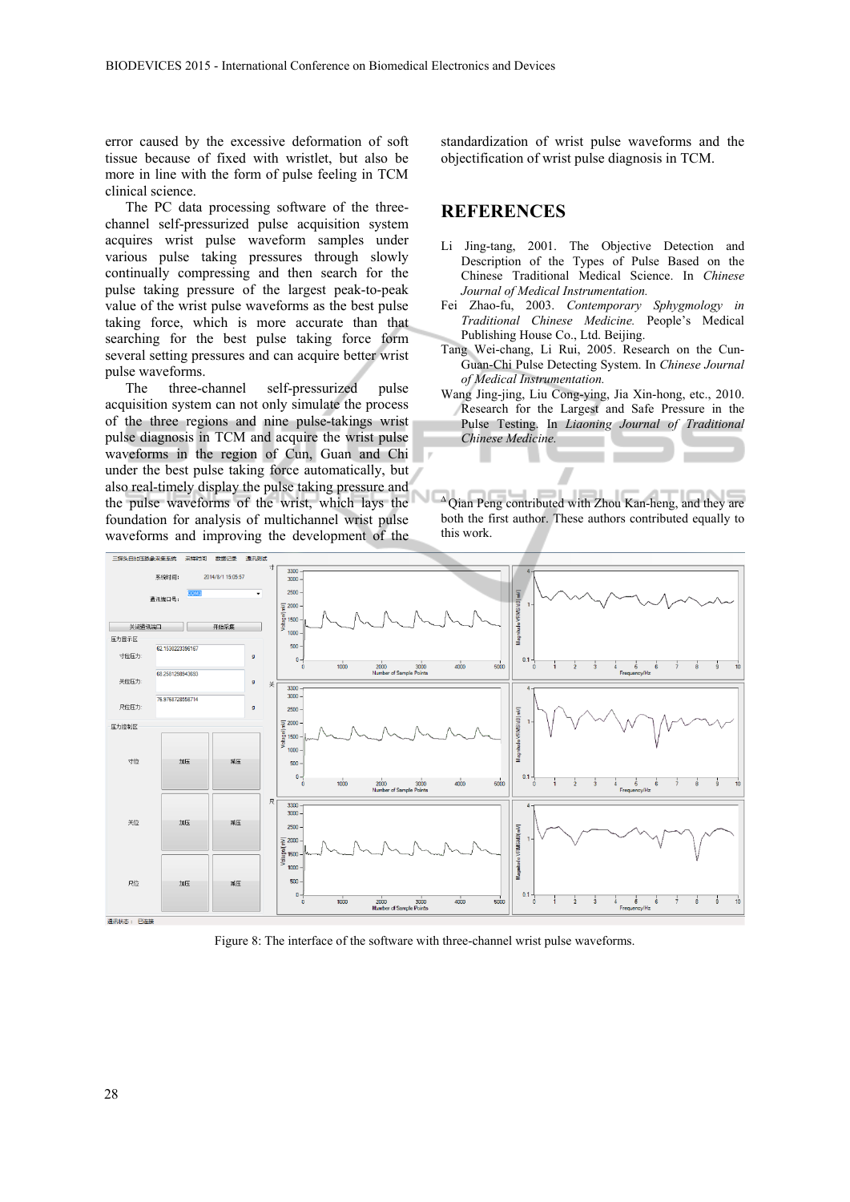error caused by the excessive deformation of soft tissue because of fixed with wristlet, but also be more in line with the form of pulse feeling in TCM clinical science.

The PC data processing software of the three-channel self-pressurized pulse acquisition system acquires wrist pulse waveform samples under various pulse taking pressures through slowly continually compressing and then search for the pulse taking pressure of the largest peak-to-peak value of the wrist pulse waveforms as the best pulse taking force, which is more accurate than that searching for the best pulse taking force form several setting pressures and can acquire better wrist pulse waveforms.

The three-channel self-pressurized pulse acquisition system can not only simulate the process of the three regions and nine pulse-takings wrist pulse diagnosis in TCM and acquire the wrist pulse waveforms in the region of Cun, Guan and Chi under the best pulse taking force automatically, but also real-timely display the pulse taking pressure and the pulse waveforms of the wrist, which lays the foundation for analysis of multichannel wrist pulse waveforms and improving the development of the standardization of wrist pulse waveforms and the objectification of wrist pulse diagnosis in TCM.

## REFERENCES

Li Jing-tang, 2001. The Objective Detection and Description of the Types of Pulse Based on the Chinese Traditional Medical Science. In *Chinese Journal of Medical Instrumentation.*

Fei Zhao-fu, 2003. *Contemporary Sphygmology in Traditional Chinese Medicine.* People's Medical Publishing House Co., Ltd. Beijing.

Tang Wei-chang, Li Rui, 2005. Research on the Cun-Guan-Chi Pulse Detecting System. In *Chinese Journal of Medical Instrumentation.*

Wang Jing-jing, Liu Cong-ying, Jia Xin-hong, etc., 2010. Research for the Largest and Safe Pressure in the Pulse Testing. In *Liaoning Journal of Traditional Chinese Medicine.*

$^{\Delta}$Qian Peng contributed with Zhou Kan-heng, and they are both the first author. These authors contributed equally to this work.

Figure 8: The interface of the software with three-channel wrist pulse waveforms.